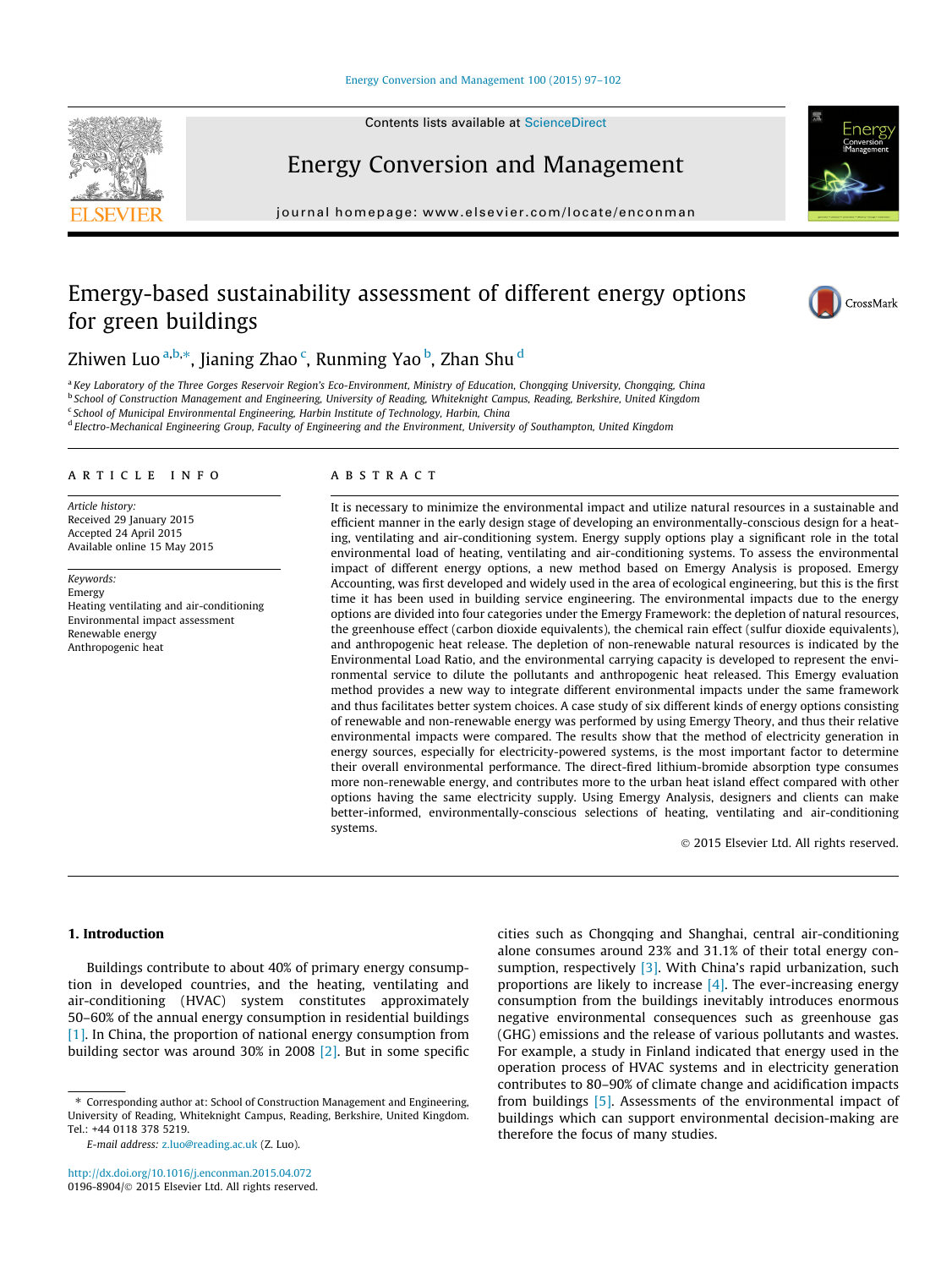# Emergy-based sustainability assessment of different energy options for green buildings

Zhiwen Luo [a,b,*], Jianing Zhao [c], Runming Yao [b], Zhan Shu [d]

[a] Key Laboratory of the Three Gorges Reservoir Region's Eco-Environment, Ministry of Education, Chongqing University, Chongqing, China
[b] School of Construction Management and Engineering, University of Reading, Whiteknight Campus, Reading, Berkshire, United Kingdom
[c] School of Municipal Environmental Engineering, Harbin Institute of Technology, Harbin, China
[d] Electro-Mechanical Engineering Group, Faculty of Engineering and the Environment, University of Southampton, United Kingdom

## ARTICLE INFO

*Article history:*
Received 29 January 2015
Accepted 24 April 2015
Available online 15 May 2015

*Keywords:*
Emergy
Heating ventilating and air-conditioning
Environmental impact assessment
Renewable energy
Anthropogenic heat

## ABSTRACT

It is necessary to minimize the environmental impact and utilize natural resources in a sustainable and efficient manner in the early design stage of developing an environmentally-conscious design for a heating, ventilating and air-conditioning system. Energy supply options play a significant role in the total environmental load of heating, ventilating and air-conditioning systems. To assess the environmental impact of different energy options, a new method based on Emergy Analysis is proposed. Emergy Accounting, was first developed and widely used in the area of ecological engineering, but this is the first time it has been used in building service engineering. The environmental impacts due to the energy options are divided into four categories under the Emergy Framework: the depletion of natural resources, the greenhouse effect (carbon dioxide equivalents), the chemical rain effect (sulfur dioxide equivalents), and anthropogenic heat release. The depletion of non-renewable natural resources is indicated by the Environmental Load Ratio, and the environmental carrying capacity is developed to represent the environmental service to dilute the pollutants and anthropogenic heat released. This Emergy evaluation method provides a new way to integrate different environmental impacts under the same framework and thus facilitates better system choices. A case study of six different kinds of energy options consisting of renewable and non-renewable energy was performed by using Emergy Theory, and thus their relative environmental impacts were compared. The results show that the method of electricity generation in energy sources, especially for electricity-powered systems, is the most important factor to determine their overall environmental performance. The direct-fired lithium-bromide absorption type consumes more non-renewable energy, and contributes more to the urban heat island effect compared with other options having the same electricity supply. Using Emergy Analysis, designers and clients can make better-informed, environmentally-conscious selections of heating, ventilating and air-conditioning systems.

© 2015 Elsevier Ltd. All rights reserved.

## 1. Introduction

Buildings contribute to about 40% of primary energy consumption in developed countries, and the heating, ventilating and air-conditioning (HVAC) system constitutes approximately 50–60% of the annual energy consumption in residential buildings [1]. In China, the proportion of national energy consumption from building sector was around 30% in 2008 [2]. But in some specific cities such as Chongqing and Shanghai, central air-conditioning alone consumes around 23% and 31.1% of their total energy consumption, respectively [3]. With China's rapid urbanization, such proportions are likely to increase [4]. The ever-increasing energy consumption from the buildings inevitably introduces enormous negative environmental consequences such as greenhouse gas (GHG) emissions and the release of various pollutants and wastes. For example, a study in Finland indicated that energy used in the operation process of HVAC systems and in electricity generation contributes to 80–90% of climate change and acidification impacts from buildings [5]. Assessments of the environmental impact of buildings which can support environmental decision-making are therefore the focus of many studies.

* Corresponding author at: School of Construction Management and Engineering, University of Reading, Whiteknight Campus, Reading, Berkshire, United Kingdom. Tel.: +44 0118 378 5219.

*E-mail address:* z.luo@reading.ac.uk (Z. Luo).

http://dx.doi.org/10.1016/j.enconman.2015.04.072
0196-8904/© 2015 Elsevier Ltd. All rights reserved.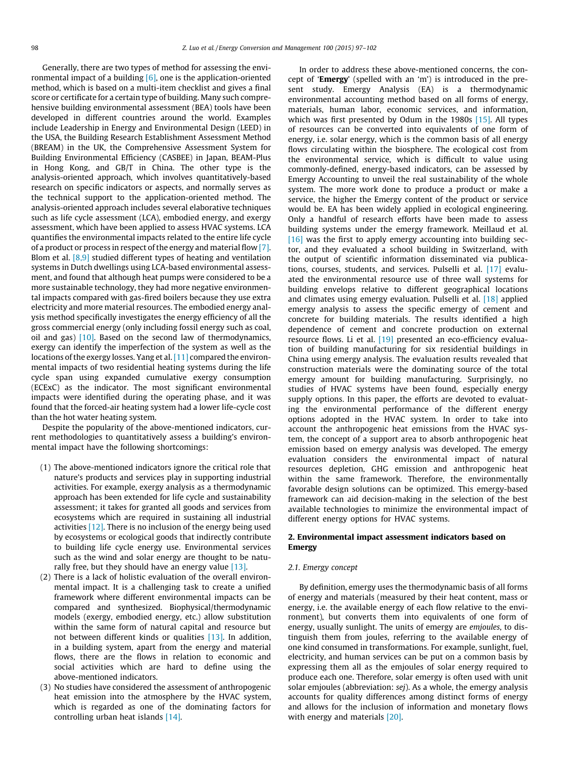Generally, there are two types of method for assessing the environmental impact of a building [6], one is the application-oriented method, which is based on a multi-item checklist and gives a final score or certificate for a certain type of building. Many such comprehensive building environmental assessment (BEA) tools have been developed in different countries around the world. Examples include Leadership in Energy and Environmental Design (LEED) in the USA, the Building Research Establishment Assessment Method (BREAM) in the UK, the Comprehensive Assessment System for Building Environmental Efficiency (CASBEE) in Japan, BEAM-Plus in Hong Kong, and GB/T in China. The other type is the analysis-oriented approach, which involves quantitatively-based research on specific indicators or aspects, and normally serves as the technical support to the application-oriented method. The analysis-oriented approach includes several elaborative techniques such as life cycle assessment (LCA), embodied energy, and exergy assessment, which have been applied to assess HVAC systems. LCA quantifies the environmental impacts related to the entire life cycle of a product or process in respect of the energy and material flow [7]. Blom et al. [8,9] studied different types of heating and ventilation systems in Dutch dwellings using LCA-based environmental assessment, and found that although heat pumps were considered to be a more sustainable technology, they had more negative environmental impacts compared with gas-fired boilers because they use extra electricity and more material resources. The embodied energy analysis method specifically investigates the energy efficiency of all the gross commercial energy (only including fossil energy such as coal, oil and gas) [10]. Based on the second law of thermodynamics, exergy can identify the imperfection of the system as well as the locations of the exergy losses. Yang et al. [11] compared the environmental impacts of two residential heating systems during the life cycle span using expanded cumulative exergy consumption (ECExC) as the indicator. The most significant environmental impacts were identified during the operating phase, and it was found that the forced-air heating system had a lower life-cycle cost than the hot water heating system.

Despite the popularity of the above-mentioned indicators, current methodologies to quantitatively assess a building's environmental impact have the following shortcomings:

(1) The above-mentioned indicators ignore the critical role that nature's products and services play in supporting industrial activities. For example, exergy analysis as a thermodynamic approach has been extended for life cycle and sustainability assessment; it takes for granted all goods and services from ecosystems which are required in sustaining all industrial activities [12]. There is no inclusion of the energy being used by ecosystems or ecological goods that indirectly contribute to building life cycle energy use. Environmental services such as the wind and solar energy are thought to be naturally free, but they should have an energy value [13].
(2) There is a lack of holistic evaluation of the overall environmental impact. It is a challenging task to create a unified framework where different environmental impacts can be compared and synthesized. Biophysical/thermodynamic models (exergy, embodied energy, etc.) allow substitution within the same form of natural capital and resource but not between different kinds or qualities [13]. In addition, in a building system, apart from the energy and material flows, there are the flows in relation to economic and social activities which are hard to define using the above-mentioned indicators.
(3) No studies have considered the assessment of anthropogenic heat emission into the atmosphere by the HVAC system, which is regarded as one of the dominating factors for controlling urban heat islands [14].

In order to address these above-mentioned concerns, the concept of '**Emergy**' (spelled with an 'm') is introduced in the present study. Emergy Analysis (EA) is a thermodynamic environmental accounting method based on all forms of energy, materials, human labor, economic services, and information, which was first presented by Odum in the 1980s [15]. All types of resources can be converted into equivalents of one form of energy, i.e. solar energy, which is the common basis of all energy flows circulating within the biosphere. The ecological cost from the environmental service, which is difficult to value using commonly-defined, energy-based indicators, can be assessed by Emergy Accounting to unveil the real sustainability of the whole system. The more work done to produce a product or make a service, the higher the Emergy content of the product or service would be. EA has been widely applied in ecological engineering. Only a handful of research efforts have been made to assess building systems under the emergy framework. Meillaud et al. [16] was the first to apply emergy accounting into building sector, and they evaluated a school building in Switzerland, with the output of scientific information disseminated via publications, courses, students, and services. Pulselli et al. [17] evaluated the environmental resource use of three wall systems for building envelops relative to different geographical locations and climates using emergy evaluation. Pulselli et al. [18] applied emergy analysis to assess the specific emergy of cement and concrete for building materials. The results identified a high dependence of cement and concrete production on external resource flows. Li et al. [19] presented an eco-efficiency evaluation of building manufacturing for six residential buildings in China using emergy analysis. The evaluation results revealed that construction materials were the dominating source of the total emergy amount for building manufacturing. Surprisingly, no studies of HVAC systems have been found, especially energy supply options. In this paper, the efforts are devoted to evaluating the environmental performance of the different energy options adopted in the HVAC system. In order to take into account the anthropogenic heat emissions from the HVAC system, the concept of a support area to absorb anthropogenic heat emission based on emergy analysis was developed. The emergy evaluation considers the environmental impact of natural resources depletion, GHG emission and anthropogenic heat within the same framework. Therefore, the environmentally favorable design solutions can be optimized. This emergy-based framework can aid decision-making in the selection of the best available technologies to minimize the environmental impact of different energy options for HVAC systems.

## 2. Environmental impact assessment indicators based on Emergy

### 2.1. Emergy concept

By definition, emergy uses the thermodynamic basis of all forms of energy and materials (measured by their heat content, mass or energy, i.e. the available energy of each flow relative to the environment), but converts them into equivalents of one form of energy, usually sunlight. The units of emergy are *emjoules*, to distinguish them from joules, referring to the available energy of one kind consumed in transformations. For example, sunlight, fuel, electricity, and human services can be put on a common basis by expressing them all as the emjoules of solar energy required to produce each one. Therefore, solar emergy is often used with unit solar emjoules (abbreviation: *sej*). As a whole, the emergy analysis accounts for quality differences among distinct forms of energy and allows for the inclusion of information and monetary flows with energy and materials [20].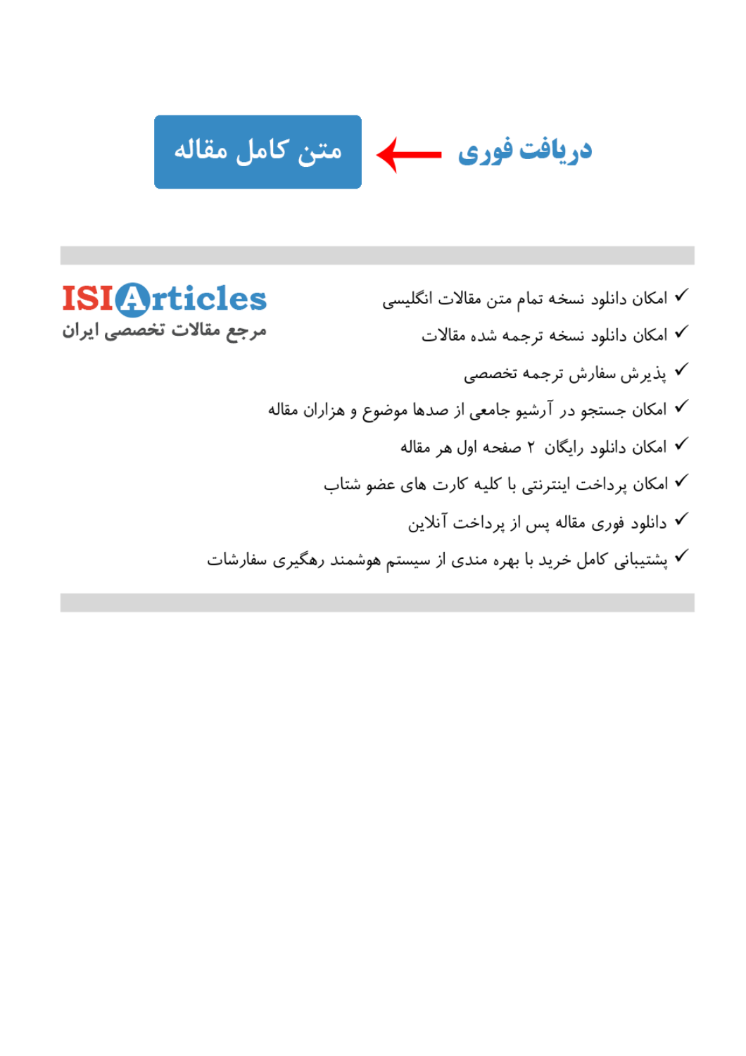**دریافت فوری** ← **متن کامل مقاله**

**ISIArticles**
مرجع مقالات تخصصی ایران

- ✓ امکان دانلود نسخه تمام متن مقالات انگلیسی
- ✓ امکان دانلود نسخه ترجمه شده مقالات
- ✓ پذیرش سفارش ترجمه تخصصی
- ✓ امکان جستجو در آرشیو جامعی از صدها موضوع و هزاران مقاله
- ✓ امکان دانلود رایگان ۲ صفحه اول هر مقاله
- ✓ امکان پرداخت اینترنتی با کلیه کارت های عضو شتاب
- ✓ دانلود فوری مقاله پس از پرداخت آنلاین
- ✓ پشتیبانی کامل خرید با بهره مندی از سیستم هوشمند رهگیری سفارشات